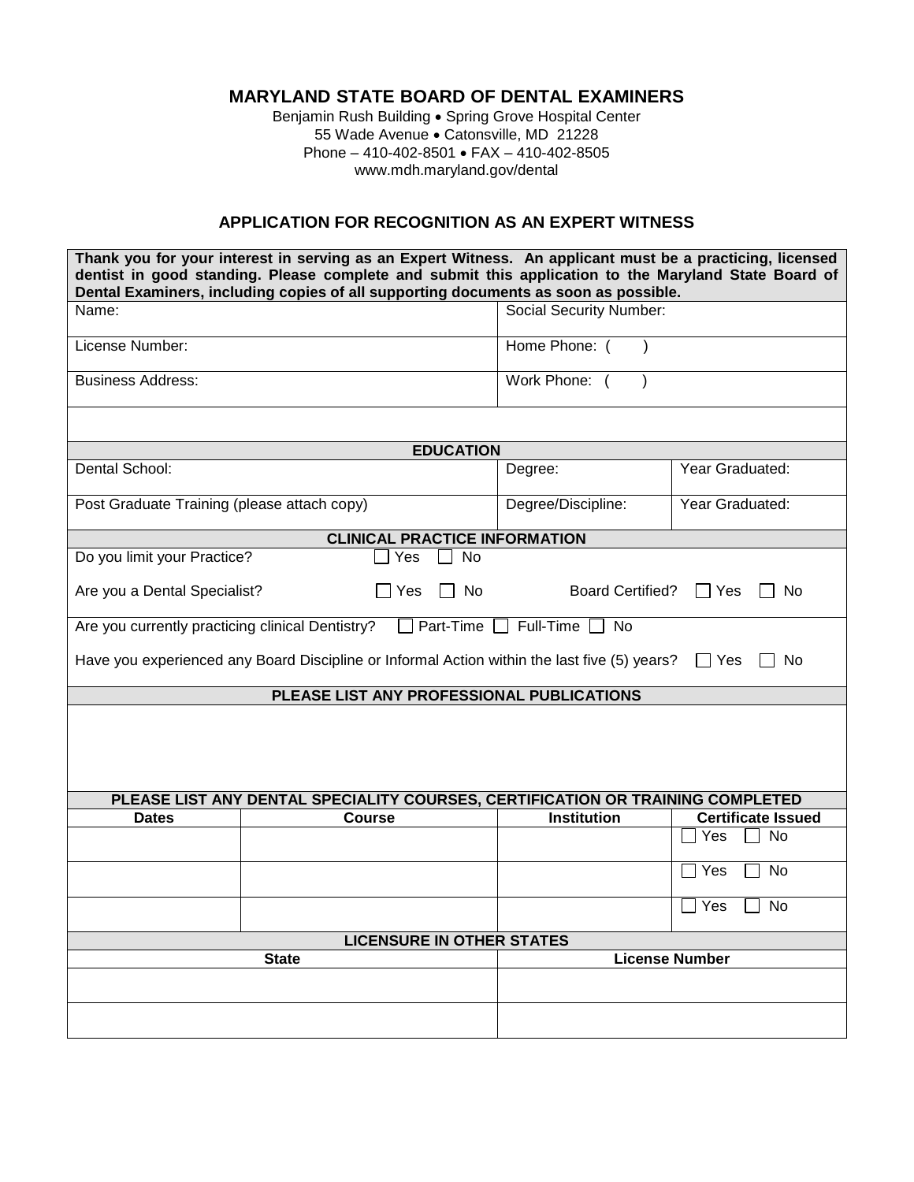# MARYLAND STATE BOARD OF DENTAL EXAMINERS

Benjamin Rush Building • Spring Grove Hospital Center
55 Wade Avenue • Catonsville, MD 21228
Phone – 410-402-8501 • FAX – 410-402-8505
www.mdh.maryland.gov/dental

## APPLICATION FOR RECOGNITION AS AN EXPERT WITNESS

**Thank you for your interest in serving as an Expert Witness. An applicant must be a practicing, licensed dentist in good standing. Please complete and submit this application to the Maryland State Board of Dental Examiners, including copies of all supporting documents as soon as possible.**

| | |
|---|---|
| Name: | Social Security Number: |
| License Number: | Home Phone: ( ) |
| Business Address: | Work Phone: ( ) |
| | |

### EDUCATION

| | | |
|---|---|---|
| Dental School: | Degree: | Year Graduated: |
| Post Graduate Training (please attach copy) | Degree/Discipline: | Year Graduated: |

### CLINICAL PRACTICE INFORMATION

Do you limit your Practice? ☐ Yes ☐ No

Are you a Dental Specialist? ☐ Yes ☐ No Board Certified? ☐ Yes ☐ No

Are you currently practicing clinical Dentistry? ☐ Part-Time ☐ Full-Time ☐ No

Have you experienced any Board Discipline or Informal Action within the last five (5) years? ☐ Yes ☐ No

### PLEASE LIST ANY PROFESSIONAL PUBLICATIONS

### PLEASE LIST ANY DENTAL SPECIALITY COURSES, CERTIFICATION OR TRAINING COMPLETED

| Dates | Course | Institution | Certificate Issued |
|---|---|---|---|
| | | | ☐ Yes ☐ No |
| | | | ☐ Yes ☐ No |
| | | | ☐ Yes ☐ No |

### LICENSURE IN OTHER STATES

| State | License Number |
|---|---|
| | |
| | |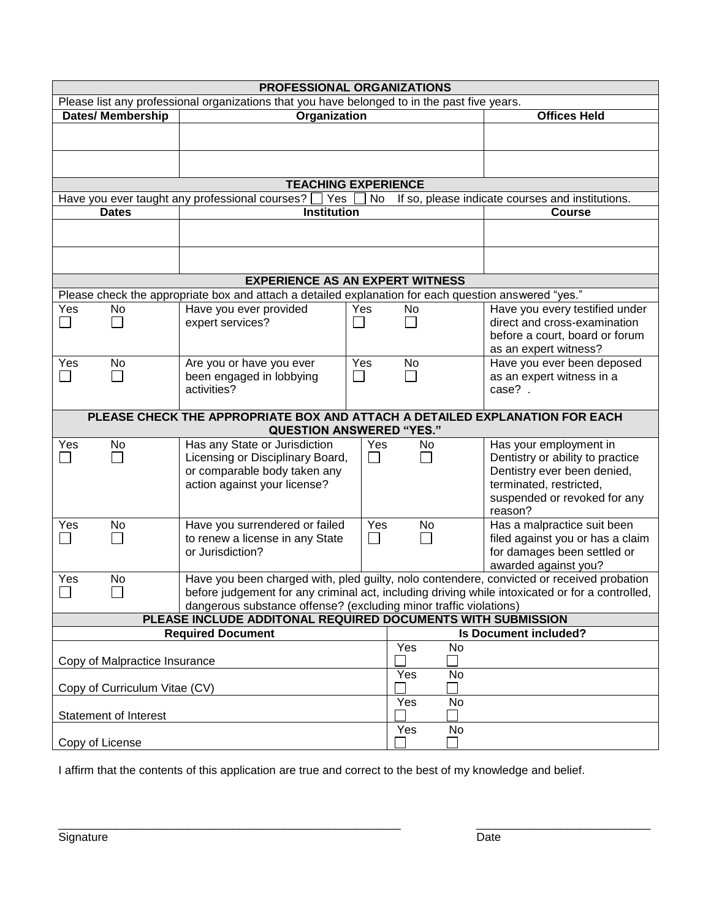## PROFESSIONAL ORGANIZATIONS

Please list any professional organizations that you have belonged to in the past five years.

| Dates/ Membership | Organization | Offices Held |
|---|---|---|
| | | |
| | | |

## TEACHING EXPERIENCE

Have you ever taught any professional courses? ☐ Yes ☐ No If so, please indicate courses and institutions.

| Dates | Institution | Course |
|---|---|---|
| | | |
| | | |

## EXPERIENCE AS AN EXPERT WITNESS

Please check the appropriate box and attach a detailed explanation for each question answered "yes."

| | | | | | |
|---|---|---|---|---|---|
| Yes ☐ | No ☐ | Have you ever provided expert services? | Yes ☐ | No ☐ | Have you every testified under direct and cross-examination before a court, board or forum as an expert witness? |
| Yes ☐ | No ☐ | Are you or have you ever been engaged in lobbying activities? | Yes ☐ | No ☐ | Have you ever been deposed as an expert witness in a case? . |

## PLEASE CHECK THE APPROPRIATE BOX AND ATTACH A DETAILED EXPLANATION FOR EACH QUESTION ANSWERED "YES."

| | | | | | |
|---|---|---|---|---|---|
| Yes ☐ | No ☐ | Has any State or Jurisdiction Licensing or Disciplinary Board, or comparable body taken any action against your license? | Yes ☐ | No ☐ | Has your employment in Dentistry or ability to practice Dentistry ever been denied, terminated, restricted, suspended or revoked for any reason? |
| Yes ☐ | No ☐ | Have you surrendered or failed to renew a license in any State or Jurisdiction? | Yes ☐ | No ☐ | Has a malpractice suit been filed against you or has a claim for damages been settled or awarded against you? |
| Yes ☐ | No ☐ | Have you been charged with, pled guilty, nolo contendere, convicted or received probation before judgement for any criminal act, including driving while intoxicated or for a controlled, dangerous substance offense? (excluding minor traffic violations) | | | |

## PLEASE INCLUDE ADDITONAL REQUIRED DOCUMENTS WITH SUBMISSION

| Required Document | Is Document included? |
|---|---|
| Copy of Malpractice Insurance | Yes ☐ No ☐ |
| Copy of Curriculum Vitae (CV) | Yes ☐ No ☐ |
| Statement of Interest | Yes ☐ No ☐ |
| Copy of License | Yes ☐ No ☐ |

I affirm that the contents of this application are true and correct to the best of my knowledge and belief.

_______________________________________________ Signature

_______________________________ Date